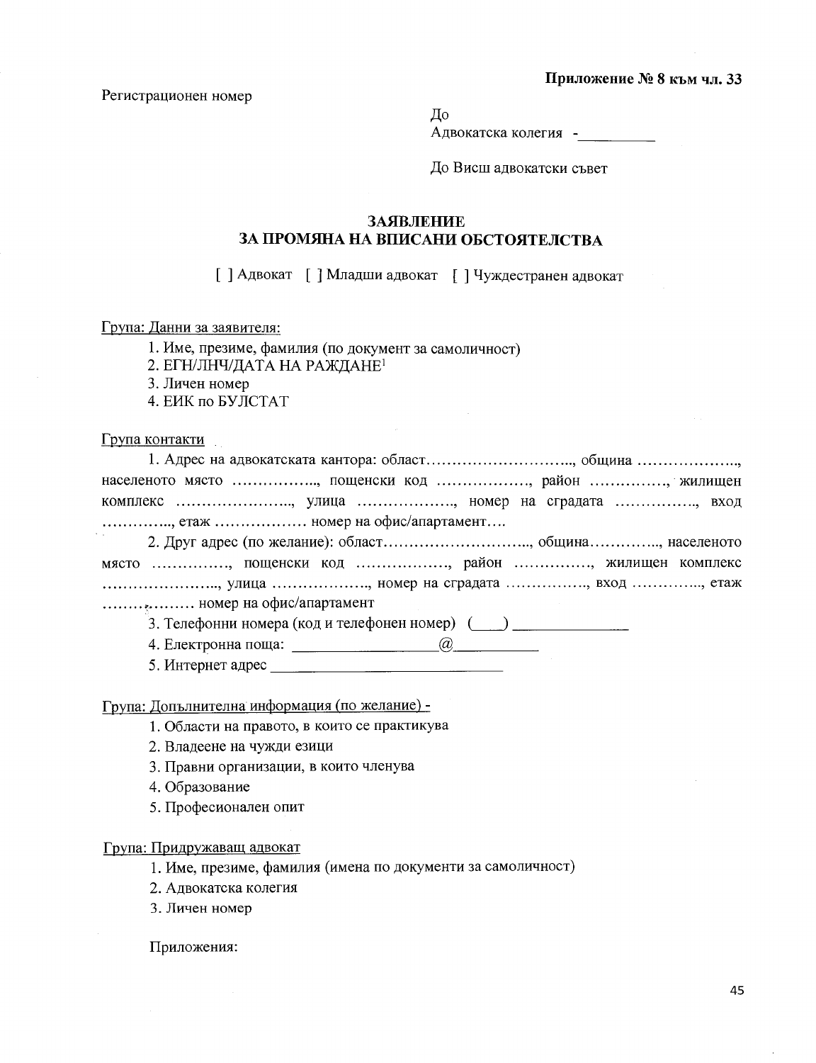**Приложение № 8 към чл. 33**

Регистрационен номер

До
Адвокатска колегия -__________

До Висш адвокатски съвет

# ЗАЯВЛЕНИЕ
# ЗА ПРОМЯНА НА ВПИСАНИ ОБСТОЯТЕЛСТВА

[ ] Адвокат [ ] Младши адвокат [ ] Чуждестранен адвокат

Група: Данни за заявителя:

1. Име, презиме, фамилия (по документ за самоличност)
2. ЕГН/ЛНЧ/ДАТА НА РАЖДАНЕ[1]
3. Личен номер
4. ЕИК по БУЛСТАТ

Група контакти

1. Адрес на адвокатската кантора: област………………………., община ………………., населеното място ……………., пощенски код ………………, район ……………, жилищен комплекс ………………….., улица ………………., номер на сградата ……………., вход …………., етаж ……………… номер на офис/апартамент….
2. Друг адрес (по желание): област………………………., община…………., населеното място ……………, пощенски код ………………, район ……………, жилищен комплекс ………………….., улица ………………., номер на сградата ……………., вход …………., етаж ……………… номер на офис/апартамент
3. Телефонни номера (код и телефонен номер) (___) ______________
4. Електронна поща: _________________@__________
5. Интернет адрес ______________________________

Група: Допълнителна информация (по желание) -

1. Области на правото, в които се практикува
2. Владеене на чужди езици
3. Правни организации, в които членува
4. Образование
5. Професионален опит

Група: Придружаващ адвокат

1. Име, презиме, фамилия (имена по документи за самоличност)
2. Адвокатска колегия
3. Личен номер

Приложения: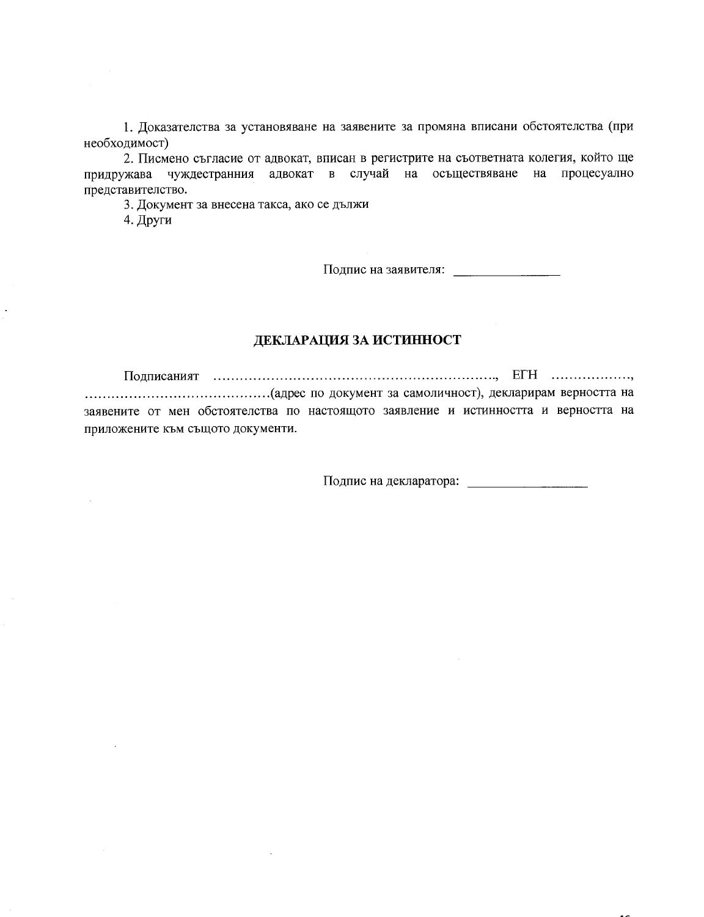1. Доказателства за установяване на заявените за промяна вписани обстоятелства (при необходимост)

2. Писмено съгласие от адвокат, вписан в регистрите на съответната колегия, който ще придружава чуждестранния адвокат в случай на осъществяване на процесуално представителство.

3. Документ за внесена такса, ако се дължи

4. Други

Подпис на заявителя: ________________

## ДЕКЛАРАЦИЯ ЗА ИСТИННОСТ

Подписаният ………………………………………………………., ЕГН ……………., …………………………………(адрес по документ за самоличност), декларирам верността на заявените от мен обстоятелства по настоящото заявление и истинността и верността на приложените към същото документи.

Подпис на декларатора: ________________